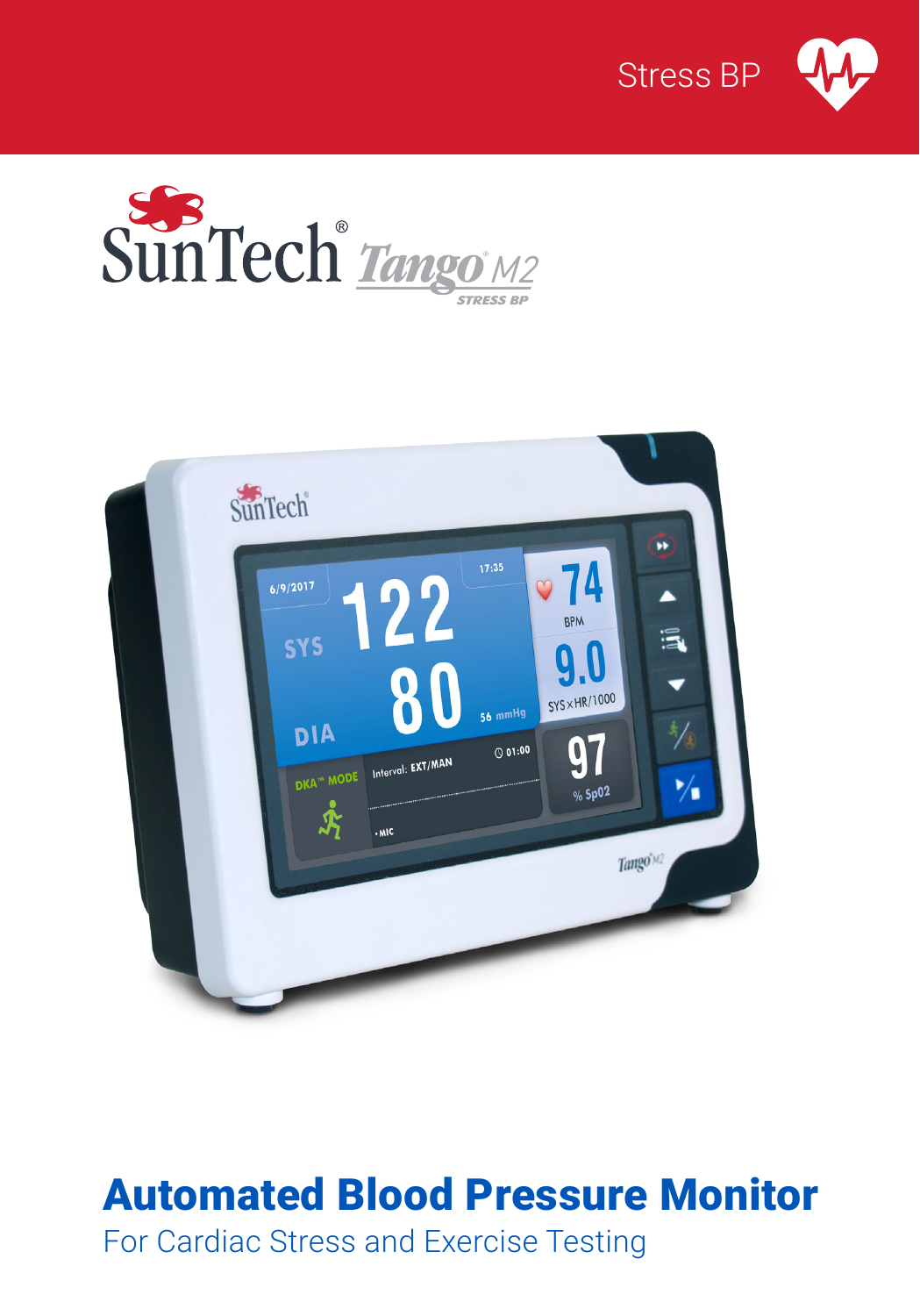Stress BP

SunTech® Tango® M2

STRESS BP

# Automated Blood Pressure Monitor

For Cardiac Stress and Exercise Testing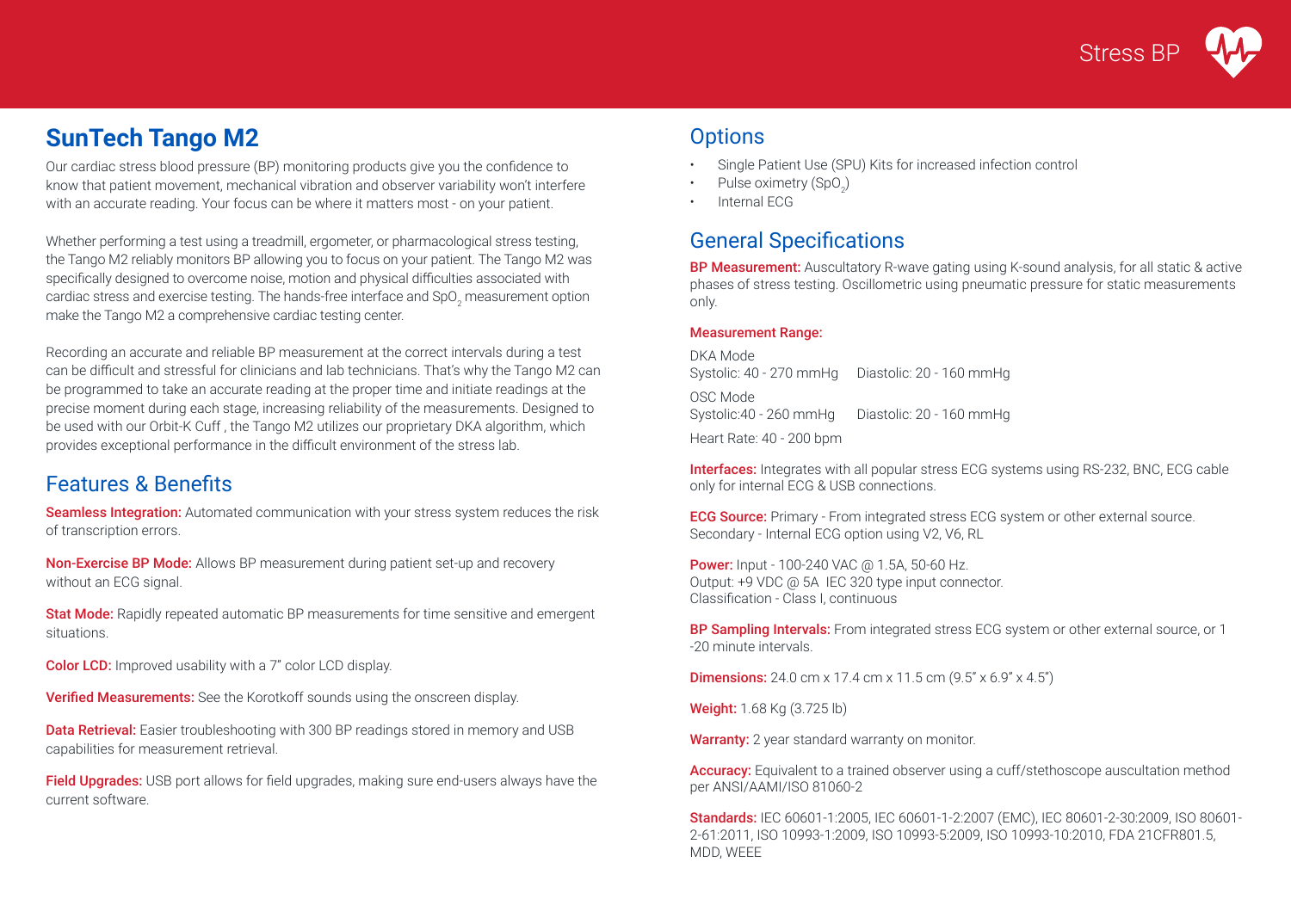# SunTech Tango M2

Our cardiac stress blood pressure (BP) monitoring products give you the confidence to know that patient movement, mechanical vibration and observer variability won't interfere with an accurate reading. Your focus can be where it matters most - on your patient.

Whether performing a test using a treadmill, ergometer, or pharmacological stress testing, the Tango M2 reliably monitors BP allowing you to focus on your patient. The Tango M2 was specifically designed to overcome noise, motion and physical difficulties associated with cardiac stress and exercise testing. The hands-free interface and $SpO_2$ measurement option make the Tango M2 a comprehensive cardiac testing center.

Recording an accurate and reliable BP measurement at the correct intervals during a test can be difficult and stressful for clinicians and lab technicians. That's why the Tango M2 can be programmed to take an accurate reading at the proper time and initiate readings at the precise moment during each stage, increasing reliability of the measurements. Designed to be used with our Orbit-K Cuff , the Tango M2 utilizes our proprietary DKA algorithm, which provides exceptional performance in the difficult environment of the stress lab.

## Features & Benefits

**Seamless Integration:** Automated communication with your stress system reduces the risk of transcription errors.

**Non-Exercise BP Mode:** Allows BP measurement during patient set-up and recovery without an ECG signal.

**Stat Mode:** Rapidly repeated automatic BP measurements for time sensitive and emergent situations.

**Color LCD:** Improved usability with a 7" color LCD display.

**Verified Measurements:** See the Korotkoff sounds using the onscreen display.

**Data Retrieval:** Easier troubleshooting with 300 BP readings stored in memory and USB capabilities for measurement retrieval.

**Field Upgrades:** USB port allows for field upgrades, making sure end-users always have the current software.

## Options

- Single Patient Use (SPU) Kits for increased infection control
- Pulse oximetry ($SpO_2$)
- Internal ECG

## General Specifications

**BP Measurement:** Auscultatory R-wave gating using K-sound analysis, for all static & active phases of stress testing. Oscillometric using pneumatic pressure for static measurements only.

**Measurement Range:**

DKA Mode
Systolic: 40 - 270 mmHg    Diastolic: 20 - 160 mmHg

OSC Mode
Systolic:40 - 260 mmHg    Diastolic: 20 - 160 mmHg

Heart Rate: 40 - 200 bpm

**Interfaces:** Integrates with all popular stress ECG systems using RS-232, BNC, ECG cable only for internal ECG & USB connections.

**ECG Source:** Primary - From integrated stress ECG system or other external source. Secondary - Internal ECG option using V2, V6, RL

**Power:** Input - 100-240 VAC @ 1.5A, 50-60 Hz.
Output: +9 VDC @ 5A IEC 320 type input connector.
Classification - Class I, continuous

**BP Sampling Intervals:** From integrated stress ECG system or other external source, or 1 -20 minute intervals.

**Dimensions:** 24.0 cm x 17.4 cm x 11.5 cm (9.5" x 6.9" x 4.5")

**Weight:** 1.68 Kg (3.725 lb)

**Warranty:** 2 year standard warranty on monitor.

**Accuracy:** Equivalent to a trained observer using a cuff/stethoscope auscultation method per ANSI/AAMI/ISO 81060-2

**Standards:** IEC 60601-1:2005, IEC 60601-1-2:2007 (EMC), IEC 80601-2-30:2009, ISO 80601-2-61:2011, ISO 10993-1:2009, ISO 10993-5:2009, ISO 10993-10:2010, FDA 21CFR801.5, MDD, WEEE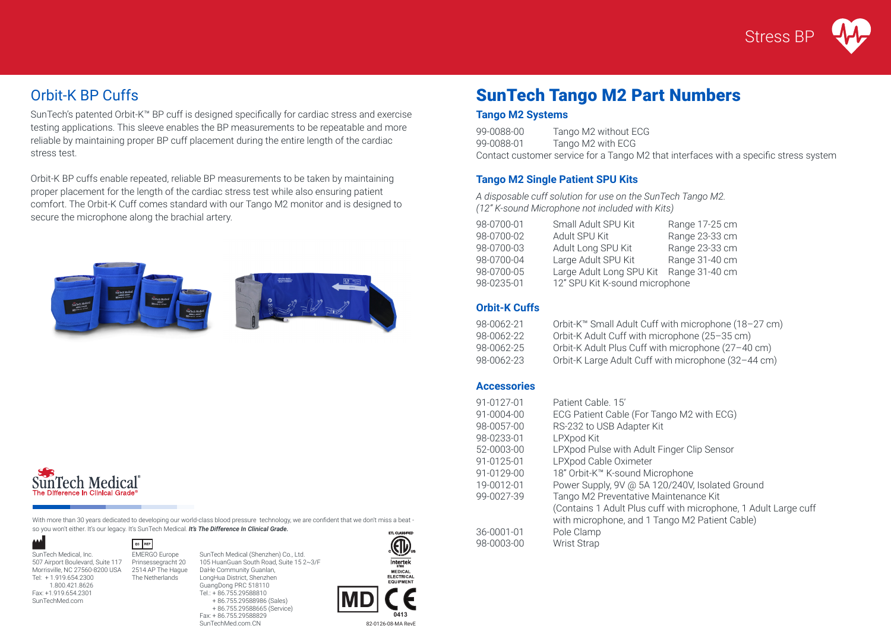## Orbit-K BP Cuffs

SunTech's patented Orbit-K™ BP cuff is designed specifically for cardiac stress and exercise testing applications. This sleeve enables the BP measurements to be repeatable and more reliable by maintaining proper BP cuff placement during the entire length of the cardiac stress test.

Orbit-K BP cuffs enable repeated, reliable BP measurements to be taken by maintaining proper placement for the length of the cardiac stress test while also ensuring patient comfort. The Orbit-K Cuff comes standard with our Tango M2 monitor and is designed to secure the microphone along the brachial artery.

SunTech Medical®
The Difference In Clinical Grade®

With more than 30 years dedicated to developing our world-class blood pressure technology, we are confident that we don't miss a beat - so you won't either. It's our legacy. It's SunTech Medical. ***It's The Difference In Clinical Grade.***

SunTech Medical, Inc.
507 Airport Boulevard, Suite 117
Morrisville, NC 27560-8200 USA
Tel: + 1.919.654.2300
1.800.421.8626
Fax: +1.919.654.2301
SunTechMed.com

EC REP
EMERGO Europe
Prinsessegracht 20
2514 AP The Hague
The Netherlands

SunTech Medical (Shenzhen) Co., Ltd.
105 HuanGuan South Road, Suite 15 2~3/F
DaHe Community Guanlan,
LongHua District, Shenzhen
GuangDong PRC 518110
Tel.: + 86.755.29588810
+ 86.755.29588986 (Sales)
+ 86.755.29588665 (Service)
Fax: + 86.755.29588829
SunTechMed.com.CN

ETL CLASSIFIED
Intertek
MEDICAL ELECTRICAL EQUIPMENT
MD CE 0413

82-0126-08-MA RevE

# SunTech Tango M2 Part Numbers

### Tango M2 Systems

| | |
|---|---|
| 99-0088-00 | Tango M2 without ECG |
| 99-0088-01 | Tango M2 with ECG |

Contact customer service for a Tango M2 that interfaces with a specific stress system

### Tango M2 Single Patient SPU Kits

*A disposable cuff solution for use on the SunTech Tango M2.*
*(12" K-sound Microphone not included with Kits)*

| | | |
|---|---|---|
| 98-0700-01 | Small Adult SPU Kit | Range 17-25 cm |
| 98-0700-02 | Adult SPU Kit | Range 23-33 cm |
| 98-0700-03 | Adult Long SPU Kit | Range 23-33 cm |
| 98-0700-04 | Large Adult SPU Kit | Range 31-40 cm |
| 98-0700-05 | Large Adult Long SPU Kit | Range 31-40 cm |
| 98-0235-01 | 12" SPU Kit K-sound microphone | |

### Orbit-K Cuffs

| | |
|---|---|
| 98-0062-21 | Orbit-K™ Small Adult Cuff with microphone (18–27 cm) |
| 98-0062-22 | Orbit-K Adult Cuff with microphone (25–35 cm) |
| 98-0062-25 | Orbit-K Adult Plus Cuff with microphone (27–40 cm) |
| 98-0062-23 | Orbit-K Large Adult Cuff with microphone (32–44 cm) |

### Accessories

| | |
|---|---|
| 91-0127-01 | Patient Cable. 15' |
| 91-0004-00 | ECG Patient Cable (For Tango M2 with ECG) |
| 98-0057-00 | RS-232 to USB Adapter Kit |
| 98-0233-01 | LPXpod Kit |
| 52-0003-00 | LPXpod Pulse with Adult Finger Clip Sensor |
| 91-0125-01 | LPXpod Cable Oximeter |
| 91-0129-00 | 18" Orbit-K™ K-sound Microphone |
| 19-0012-01 | Power Supply, 9V @ 5A 120/240V, Isolated Ground |
| 99-0027-39 | Tango M2 Preventative Maintenance Kit (Contains 1 Adult Plus cuff with microphone, 1 Adult Large cuff with microphone, and 1 Tango M2 Patient Cable) |
| 36-0001-01 | Pole Clamp |
| 98-0003-00 | Wrist Strap |